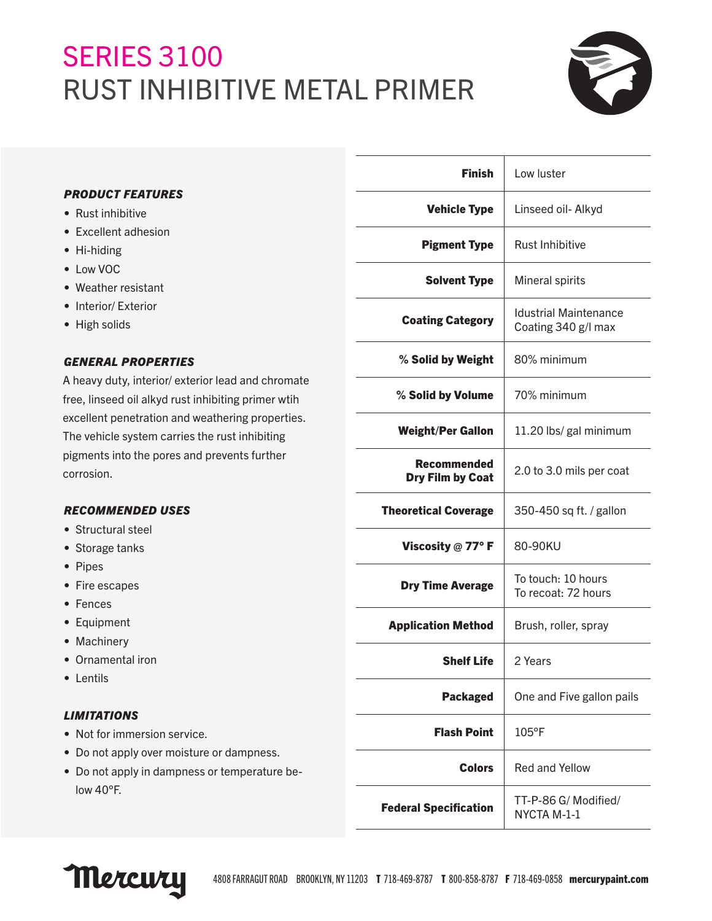# SERIES 3100
# RUST INHIBITIVE METAL PRIMER

### *PRODUCT FEATURES*

- Rust inhibitive
- Excellent adhesion
- Hi-hiding
- Low VOC
- Weather resistant
- Interior/ Exterior
- High solids

### *GENERAL PROPERTIES*

A heavy duty, interior/ exterior lead and chromate free, linseed oil alkyd rust inhibiting primer wtih excellent penetration and weathering properties. The vehicle system carries the rust inhibiting pigments into the pores and prevents further corrosion.

### *RECOMMENDED USES*

- Structural steel
- Storage tanks
- Pipes
- Fire escapes
- Fences
- Equipment
- Machinery
- Ornamental iron
- Lentils

### *LIMITATIONS*

- Not for immersion service.
- Do not apply over moisture or dampness.
- Do not apply in dampness or temperature below 40°F.

| Property | Value |
|---|---|
| **Finish** | Low luster |
| **Vehicle Type** | Linseed oil- Alkyd |
| **Pigment Type** | Rust Inhibitive |
| **Solvent Type** | Mineral spirits |
| **Coating Category** | Idustrial Maintenance Coating 340 g/l max |
| **% Solid by Weight** | 80% minimum |
| **% Solid by Volume** | 70% minimum |
| **Weight/Per Gallon** | 11.20 lbs/ gal minimum |
| **Recommended Dry Film by Coat** | 2.0 to 3.0 mils per coat |
| **Theoretical Coverage** | 350-450 sq ft. / gallon |
| **Viscosity @ 77° F** | 80-90KU |
| **Dry Time Average** | To touch: 10 hours<br>To recoat: 72 hours |
| **Application Method** | Brush, roller, spray |
| **Shelf Life** | 2 Years |
| **Packaged** | One and Five gallon pails |
| **Flash Point** | 105°F |
| **Colors** | Red and Yellow |
| **Federal Specification** | TT-P-86 G/ Modified/ NYCTA M-1-1 |

Mercury 4808 FARRAGUT ROAD BROOKLYN, NY 11203 **T** 718-469-8787 **T** 800-858-8787 **F** 718-469-0858 **mercurypaint.com**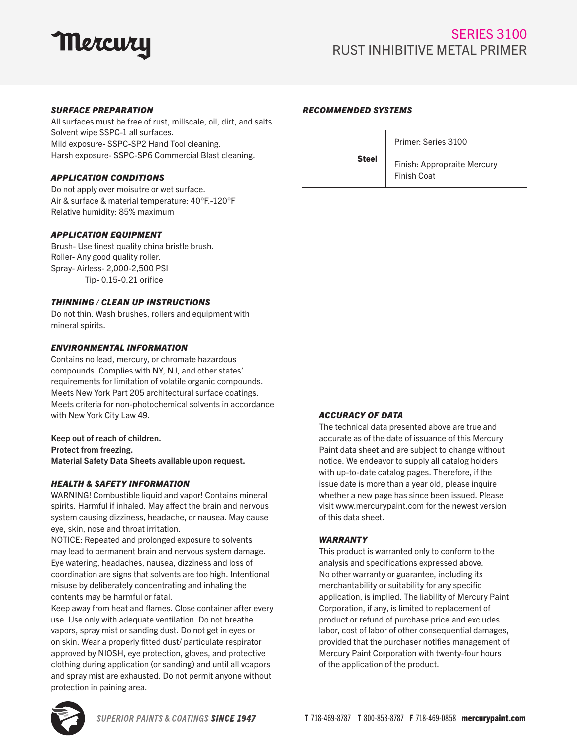# SERIES 3100
## RUST INHIBITIVE METAL PRIMER

### *SURFACE PREPARATION*
All surfaces must be free of rust, millscale, oil, dirt, and salts.
Solvent wipe SSPC-1 all surfaces.
Mild exposure- SSPC-SP2 Hand Tool cleaning.
Harsh exposure- SSPC-SP6 Commercial Blast cleaning.

### *APPLICATION CONDITIONS*
Do not apply over moisutre or wet surface.
Air & surface & material temperature: 40°F.-120°F
Relative humidity: 85% maximum

### *APPLICATION EQUIPMENT*
Brush- Use finest quality china bristle brush.
Roller- Any good quality roller.
Spray- Airless- 2,000-2,500 PSI
Tip- 0.15-0.21 orifice

### *THINNING / CLEAN UP INSTRUCTIONS*
Do not thin. Wash brushes, rollers and equipment with mineral spirits.

### *ENVIRONMENTAL INFORMATION*
Contains no lead, mercury, or chromate hazardous compounds. Complies with NY, NJ, and other states' requirements for limitation of volatile organic compounds. Meets New York Part 205 architectural surface coatings. Meets criteria for non-photochemical solvents in accordance with New York City Law 49.

**Keep out of reach of children.**
**Protect from freezing.**
**Material Safety Data Sheets available upon request.**

### *HEALTH & SAFETY INFORMATION*
WARNING! Combustible liquid and vapor! Contains mineral spirits. Harmful if inhaled. May affect the brain and nervous system causing dizziness, headache, or nausea. May cause eye, skin, nose and throat irritation.
NOTICE: Repeated and prolonged exposure to solvents may lead to permanent brain and nervous system damage. Eye watering, headaches, nausea, dizziness and loss of coordination are signs that solvents are too high. Intentional misuse by deliberately concentrating and inhaling the contents may be harmful or fatal.
Keep away from heat and flames. Close container after every use. Use only with adequate ventilation. Do not breathe vapors, spray mist or sanding dust. Do not get in eyes or on skin. Wear a properly fitted dust/ particulate respirator approved by NIOSH, eye protection, gloves, and protective clothing during application (or sanding) and until all vcapors and spray mist are exhausted. Do not permit anyone without protection in paining area.

### *RECOMMENDED SYSTEMS*

| | |
|---|---|
| **Steel** | Primer: Series 3100<br><br>Finish: Appropraite Mercury Finish Coat |

### *ACCURACY OF DATA*
The technical data presented above are true and accurate as of the date of issuance of this Mercury Paint data sheet and are subject to change without notice. We endeavor to supply all catalog holders with up-to-date catalog pages. Therefore, if the issue date is more than a year old, please inquire whether a new page has since been issued. Please visit www.mercurypaint.com for the newest version of this data sheet.

### *WARRANTY*
This product is warranted only to conform to the analysis and specifications expressed above. No other warranty or guarantee, including its merchantability or suitability for any specific application, is implied. The liability of Mercury Paint Corporation, if any, is limited to replacement of product or refund of purchase price and excludes labor, cost of labor of other consequential damages, provided that the purchaser notifies management of Mercury Paint Corporation with twenty-four hours of the application of the product.

*SUPERIOR PAINTS & COATINGS* ***SINCE 1947***

**T** 718-469-8787 **T** 800-858-8787 **F** 718-469-0858 **mercurypaint.com**